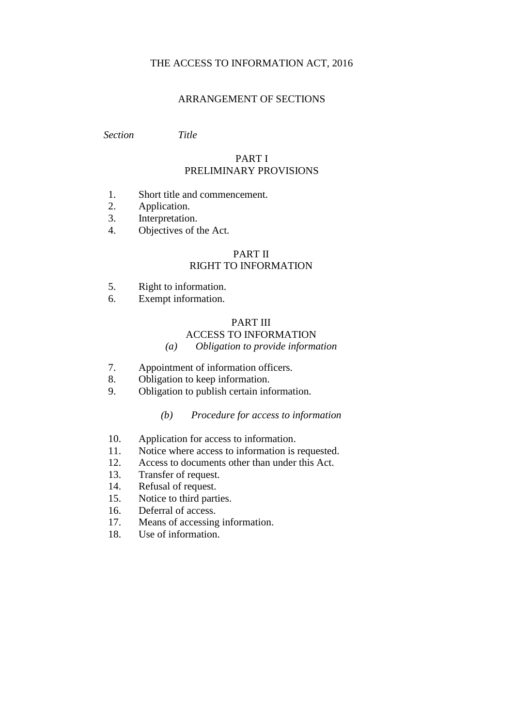# THE ACCESS TO INFORMATION ACT, 2016

## ARRANGEMENT OF SECTIONS

| *Section* | *Title* |
|---|---|

### PART I
### PRELIMINARY PROVISIONS

1. Short title and commencement.
2. Application.
3. Interpretation.
4. Objectives of the Act.

### PART II
### RIGHT TO INFORMATION

5. Right to information.
6. Exempt information.

### PART III
### ACCESS TO INFORMATION

*(a) Obligation to provide information*

7. Appointment of information officers.
8. Obligation to keep information.
9. Obligation to publish certain information.

*(b) Procedure for access to information*

10. Application for access to information.
11. Notice where access to information is requested.
12. Access to documents other than under this Act.
13. Transfer of request.
14. Refusal of request.
15. Notice to third parties.
16. Deferral of access.
17. Means of accessing information.
18. Use of information.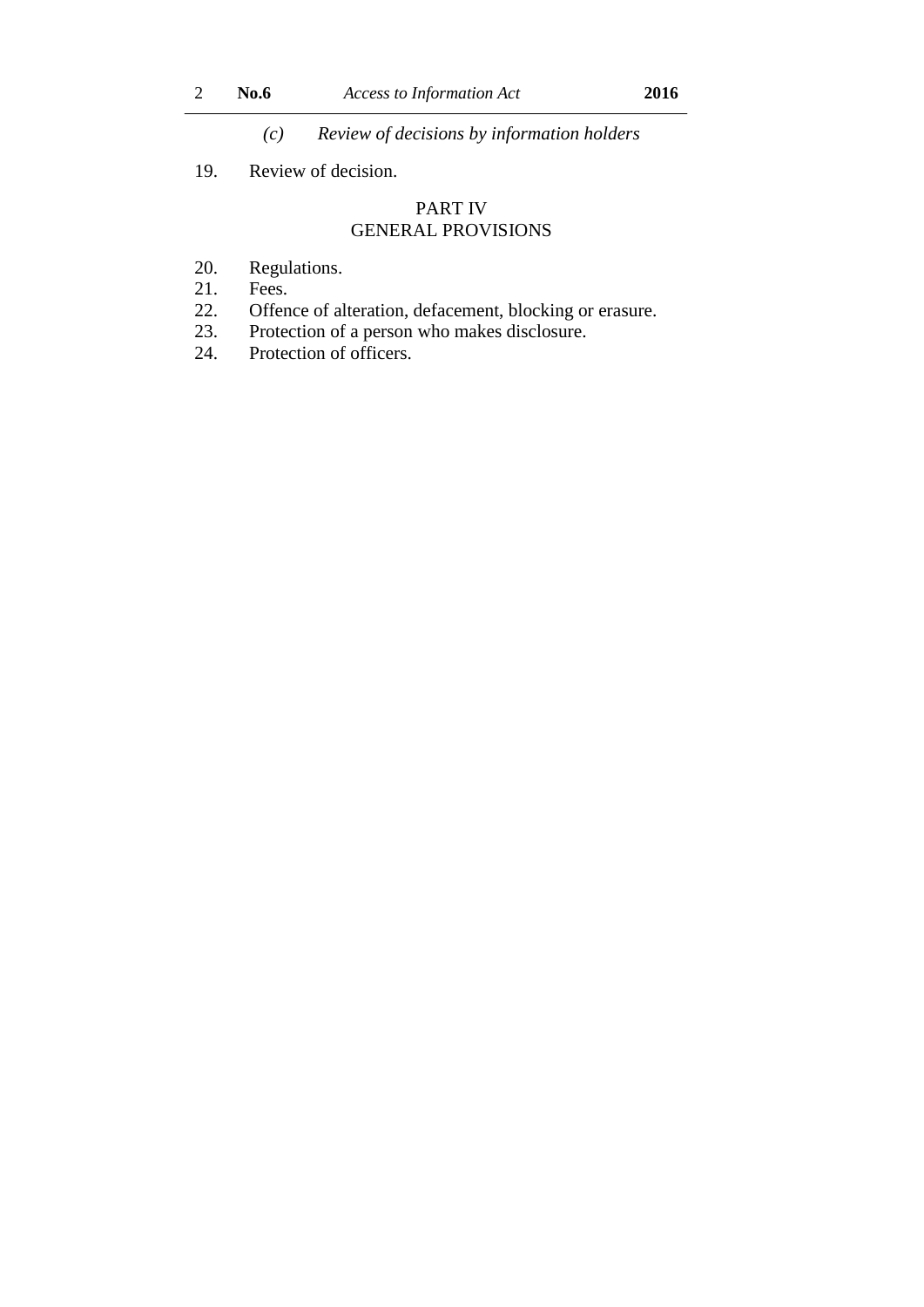*(c) Review of decisions by information holders*

19. Review of decision.

PART IV
GENERAL PROVISIONS

20. Regulations.
21. Fees.
22. Offence of alteration, defacement, blocking or erasure.
23. Protection of a person who makes disclosure.
24. Protection of officers.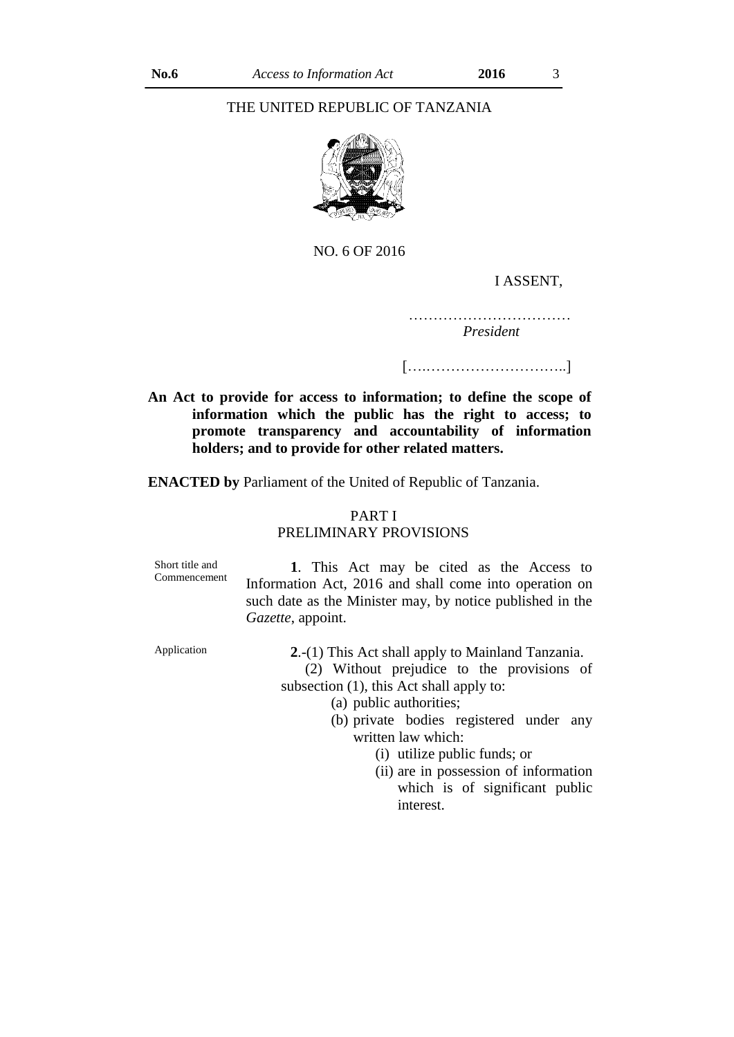THE UNITED REPUBLIC OF TANZANIA

NO. 6 OF 2016

I ASSENT,

……………………………
*President*

[….………………………..]

**An Act to provide for access to information; to define the scope of information which the public has the right to access; to promote transparency and accountability of information holders; and to provide for other related matters.**

**ENACTED by** Parliament of the United of Republic of Tanzania.

## PART I
## PRELIMINARY PROVISIONS

Short title and Commencement

**1**. This Act may be cited as the Access to Information Act, 2016 and shall come into operation on such date as the Minister may, by notice published in the *Gazette*, appoint.

Application

**2**.-(1) This Act shall apply to Mainland Tanzania.

(2) Without prejudice to the provisions of subsection (1), this Act shall apply to:

(a) public authorities;

(b) private bodies registered under any written law which:

(i) utilize public funds; or

(ii) are in possession of information which is of significant public interest.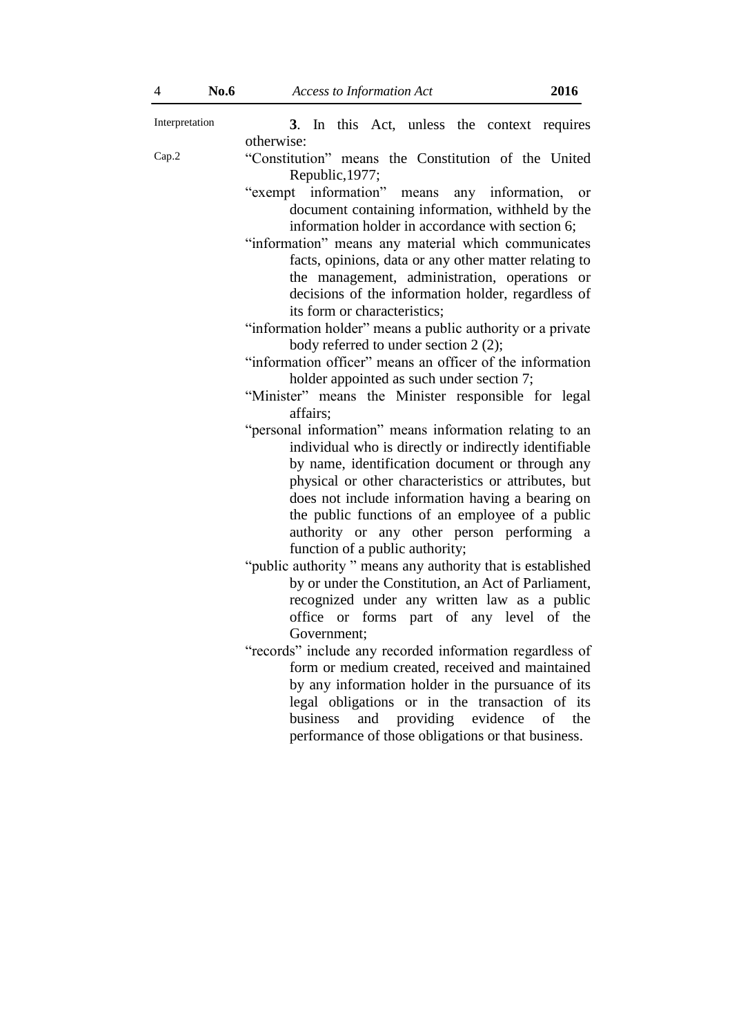Interpretation

**3**. In this Act, unless the context requires otherwise:

Cap.2

"Constitution" means the Constitution of the United Republic,1977;

"exempt information" means any information, or document containing information, withheld by the information holder in accordance with section 6;

"information" means any material which communicates facts, opinions, data or any other matter relating to the management, administration, operations or decisions of the information holder, regardless of its form or characteristics;

"information holder" means a public authority or a private body referred to under section 2 (2);

"information officer" means an officer of the information holder appointed as such under section 7;

"Minister" means the Minister responsible for legal affairs;

"personal information" means information relating to an individual who is directly or indirectly identifiable by name, identification document or through any physical or other characteristics or attributes, but does not include information having a bearing on the public functions of an employee of a public authority or any other person performing a function of a public authority;

"public authority " means any authority that is established by or under the Constitution, an Act of Parliament, recognized under any written law as a public office or forms part of any level of the Government;

"records" include any recorded information regardless of form or medium created, received and maintained by any information holder in the pursuance of its legal obligations or in the transaction of its business and providing evidence of the performance of those obligations or that business.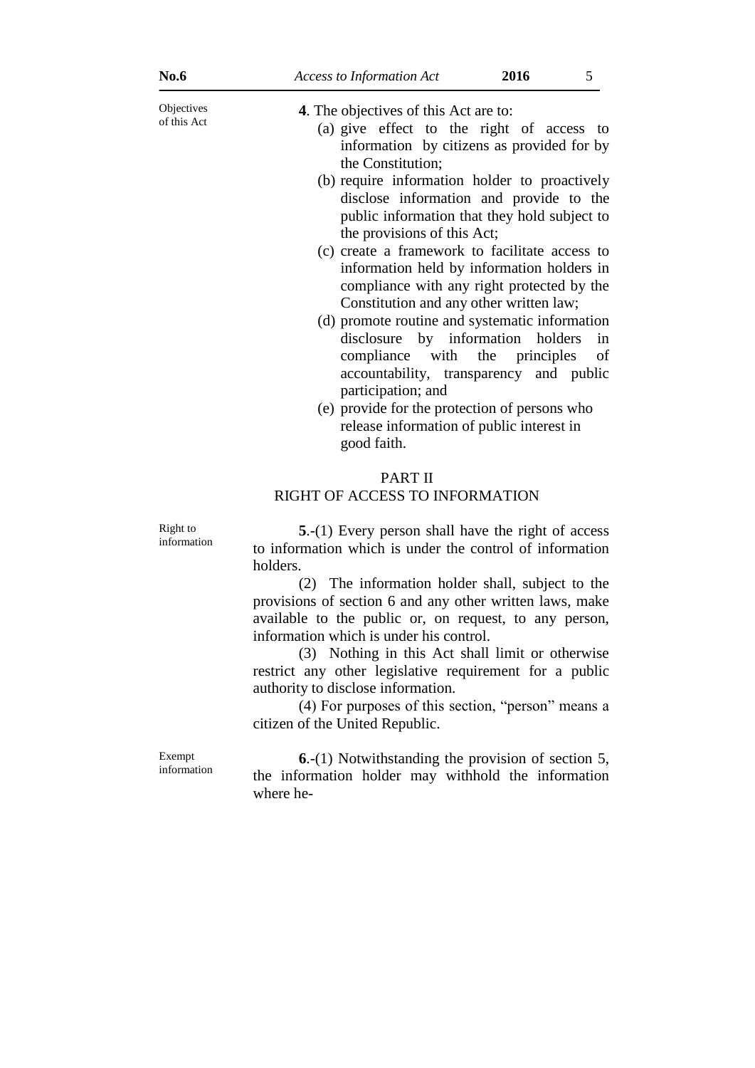Objectives of this Act

**4**. The objectives of this Act are to:

(a) give effect to the right of access to information by citizens as provided for by the Constitution;

(b) require information holder to proactively disclose information and provide to the public information that they hold subject to the provisions of this Act;

(c) create a framework to facilitate access to information held by information holders in compliance with any right protected by the Constitution and any other written law;

(d) promote routine and systematic information disclosure by information holders in compliance with the principles of accountability, transparency and public participation; and

(e) provide for the protection of persons who release information of public interest in good faith.

## PART II
## RIGHT OF ACCESS TO INFORMATION

Right to information

**5**.-(1) Every person shall have the right of access to information which is under the control of information holders.

(2) The information holder shall, subject to the provisions of section 6 and any other written laws, make available to the public or, on request, to any person, information which is under his control.

(3) Nothing in this Act shall limit or otherwise restrict any other legislative requirement for a public authority to disclose information.

(4) For purposes of this section, "person" means a citizen of the United Republic.

Exempt information

**6**.-(1) Notwithstanding the provision of section 5, the information holder may withhold the information where he-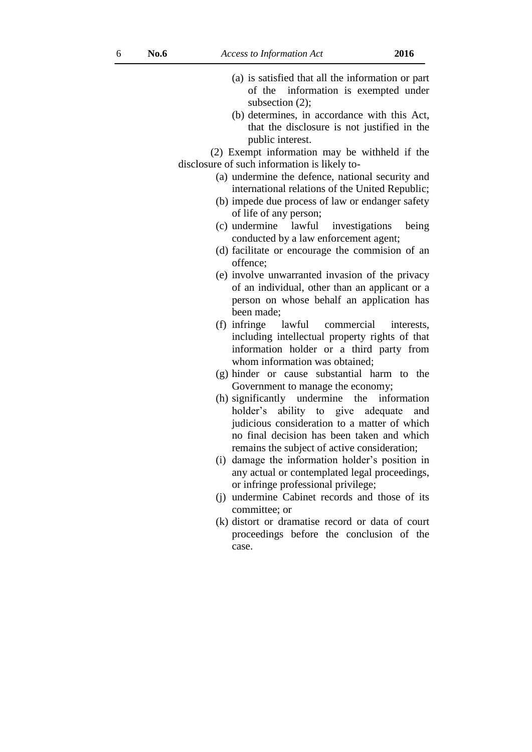(a) is satisfied that all the information or part of the information is exempted under subsection (2);

(b) determines, in accordance with this Act, that the disclosure is not justified in the public interest.

(2) Exempt information may be withheld if the disclosure of such information is likely to-

(a) undermine the defence, national security and international relations of the United Republic;

(b) impede due process of law or endanger safety of life of any person;

(c) undermine lawful investigations being conducted by a law enforcement agent;

(d) facilitate or encourage the commision of an offence;

(e) involve unwarranted invasion of the privacy of an individual, other than an applicant or a person on whose behalf an application has been made;

(f) infringe lawful commercial interests, including intellectual property rights of that information holder or a third party from whom information was obtained;

(g) hinder or cause substantial harm to the Government to manage the economy;

(h) significantly undermine the information holder's ability to give adequate and judicious consideration to a matter of which no final decision has been taken and which remains the subject of active consideration;

(i) damage the information holder's position in any actual or contemplated legal proceedings, or infringe professional privilege;

(j) undermine Cabinet records and those of its committee; or

(k) distort or dramatise record or data of court proceedings before the conclusion of the case.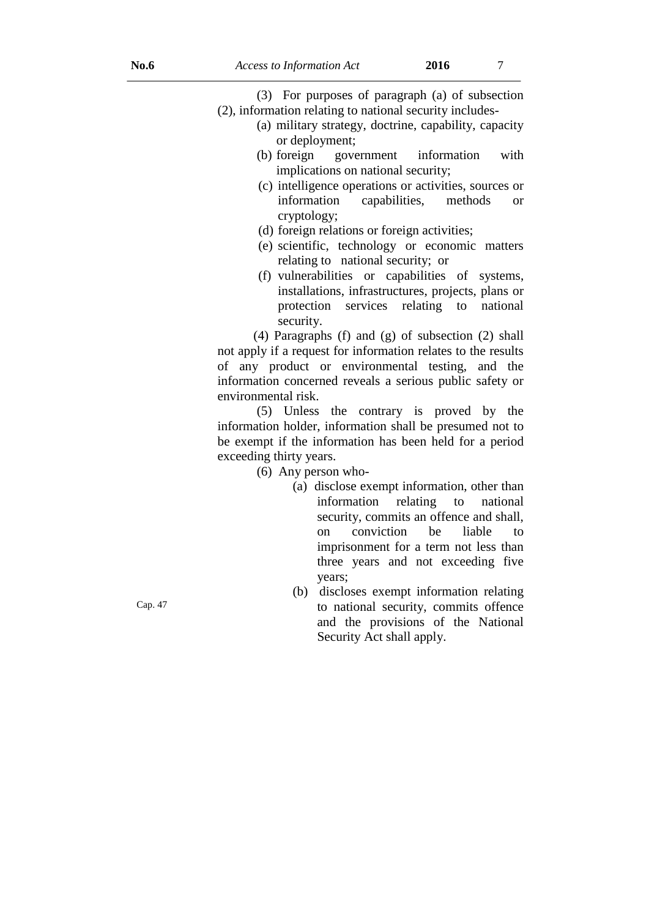(3) For purposes of paragraph (a) of subsection (2), information relating to national security includes-

(a) military strategy, doctrine, capability, capacity or deployment;

(b) foreign government information with implications on national security;

(c) intelligence operations or activities, sources or information capabilities, methods or cryptology;

(d) foreign relations or foreign activities;

(e) scientific, technology or economic matters relating to national security; or

(f) vulnerabilities or capabilities of systems, installations, infrastructures, projects, plans or protection services relating to national security.

(4) Paragraphs (f) and (g) of subsection (2) shall not apply if a request for information relates to the results of any product or environmental testing, and the information concerned reveals a serious public safety or environmental risk.

(5) Unless the contrary is proved by the information holder, information shall be presumed not to be exempt if the information has been held for a period exceeding thirty years.

(6) Any person who-

(a) disclose exempt information, other than information relating to national security, commits an offence and shall, on conviction be liable to imprisonment for a term not less than three years and not exceeding five years;

Cap. 47

(b) discloses exempt information relating to national security, commits offence and the provisions of the National Security Act shall apply.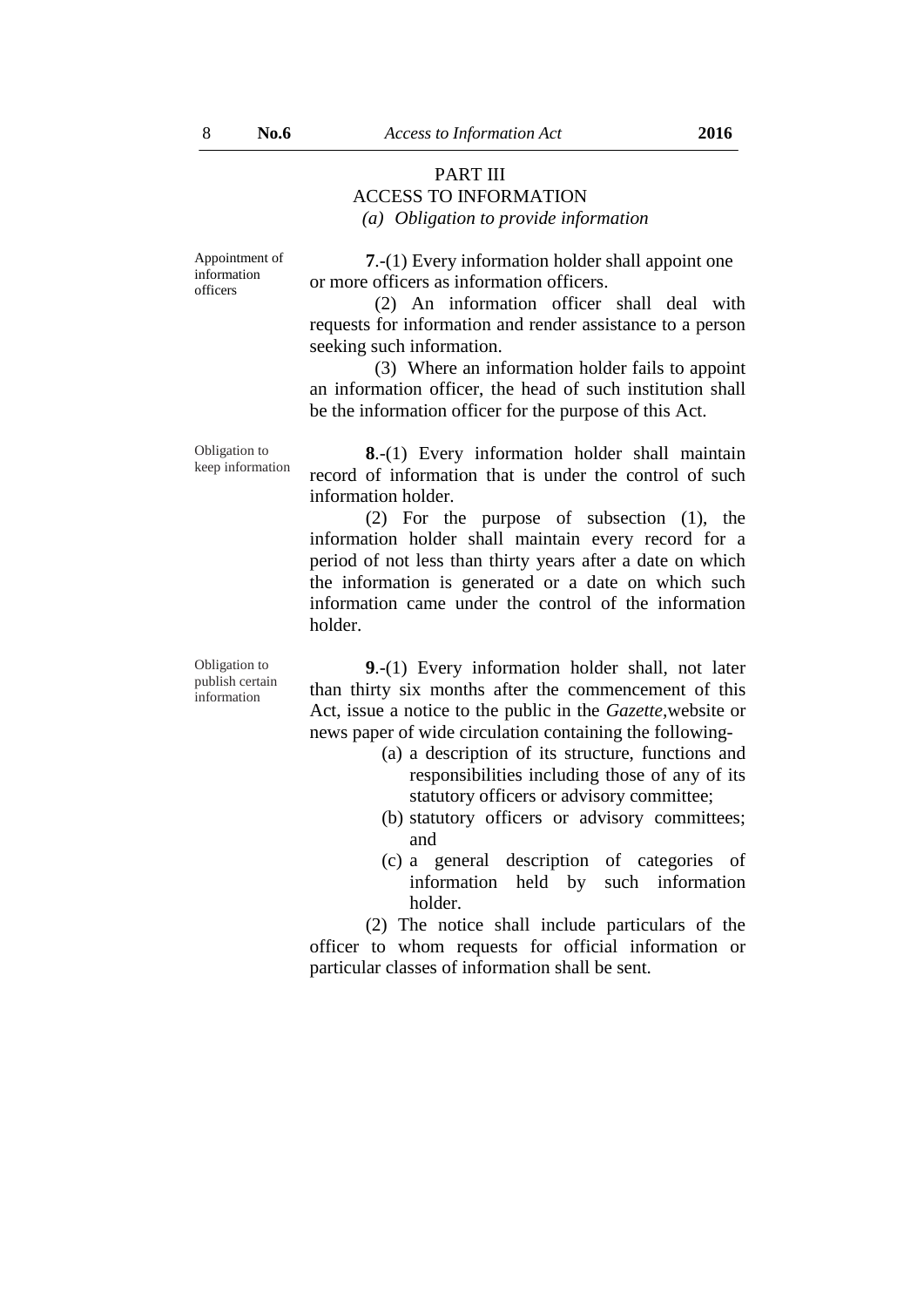## PART III
## ACCESS TO INFORMATION
### *(a) Obligation to provide information*

Appointment of information officers

**7**.-(1) Every information holder shall appoint one or more officers as information officers.

(2) An information officer shall deal with requests for information and render assistance to a person seeking such information.

(3) Where an information holder fails to appoint an information officer, the head of such institution shall be the information officer for the purpose of this Act.

Obligation to keep information

**8**.-(1) Every information holder shall maintain record of information that is under the control of such information holder.

(2) For the purpose of subsection (1), the information holder shall maintain every record for a period of not less than thirty years after a date on which the information is generated or a date on which such information came under the control of the information holder.

Obligation to publish certain information

**9**.-(1) Every information holder shall, not later than thirty six months after the commencement of this Act, issue a notice to the public in the *Gazette*,website or news paper of wide circulation containing the following-

- (a) a description of its structure, functions and responsibilities including those of any of its statutory officers or advisory committee;
- (b) statutory officers or advisory committees; and
- (c) a general description of categories of information held by such information holder.

(2) The notice shall include particulars of the officer to whom requests for official information or particular classes of information shall be sent.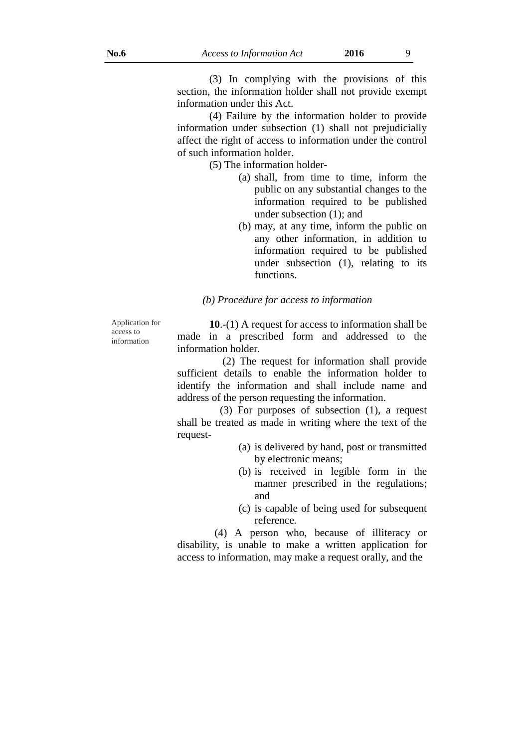(3) In complying with the provisions of this section, the information holder shall not provide exempt information under this Act.

(4) Failure by the information holder to provide information under subsection (1) shall not prejudicially affect the right of access to information under the control of such information holder.

(5) The information holder-

(a) shall, from time to time, inform the public on any substantial changes to the information required to be published under subsection (1); and

(b) may, at any time, inform the public on any other information, in addition to information required to be published under subsection (1), relating to its functions.

*(b) Procedure for access to information*

Application for access to information

**10**.-(1) A request for access to information shall be made in a prescribed form and addressed to the information holder.

(2) The request for information shall provide sufficient details to enable the information holder to identify the information and shall include name and address of the person requesting the information.

(3) For purposes of subsection (1), a request shall be treated as made in writing where the text of the request-

(a) is delivered by hand, post or transmitted by electronic means;

(b) is received in legible form in the manner prescribed in the regulations; and

(c) is capable of being used for subsequent reference.

(4) A person who, because of illiteracy or disability, is unable to make a written application for access to information, may make a request orally, and the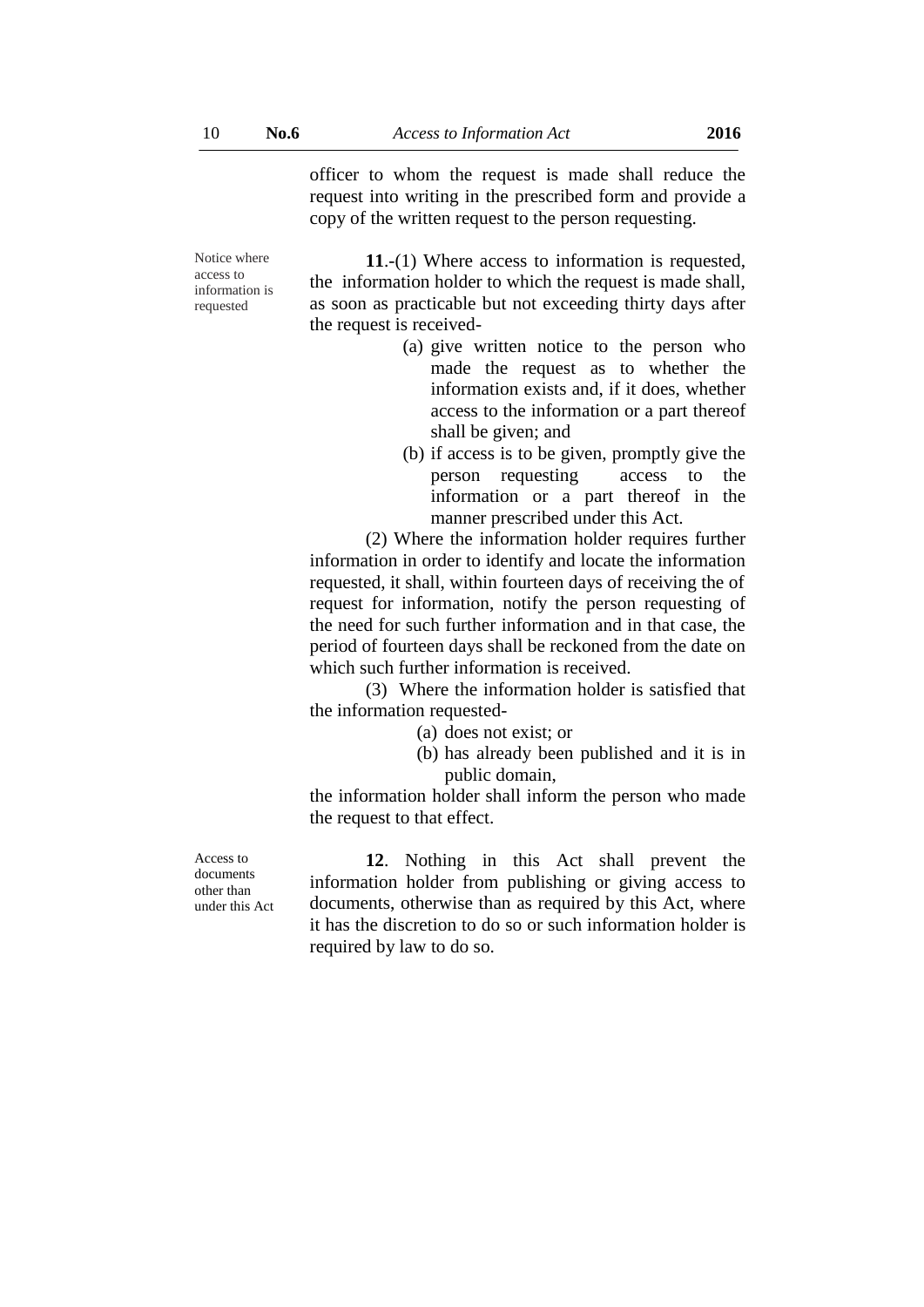officer to whom the request is made shall reduce the request into writing in the prescribed form and provide a copy of the written request to the person requesting.

*Notice where access to information is requested*

**11**.-(1) Where access to information is requested, the information holder to which the request is made shall, as soon as practicable but not exceeding thirty days after the request is received-

(a) give written notice to the person who made the request as to whether the information exists and, if it does, whether access to the information or a part thereof shall be given; and

(b) if access is to be given, promptly give the person requesting access to the information or a part thereof in the manner prescribed under this Act.

(2) Where the information holder requires further information in order to identify and locate the information requested, it shall, within fourteen days of receiving the of request for information, notify the person requesting of the need for such further information and in that case, the period of fourteen days shall be reckoned from the date on which such further information is received.

(3) Where the information holder is satisfied that the information requested-

(a) does not exist; or

(b) has already been published and it is in public domain,

the information holder shall inform the person who made the request to that effect.

*Access to documents other than under this Act*

**12**. Nothing in this Act shall prevent the information holder from publishing or giving access to documents, otherwise than as required by this Act, where it has the discretion to do so or such information holder is required by law to do so.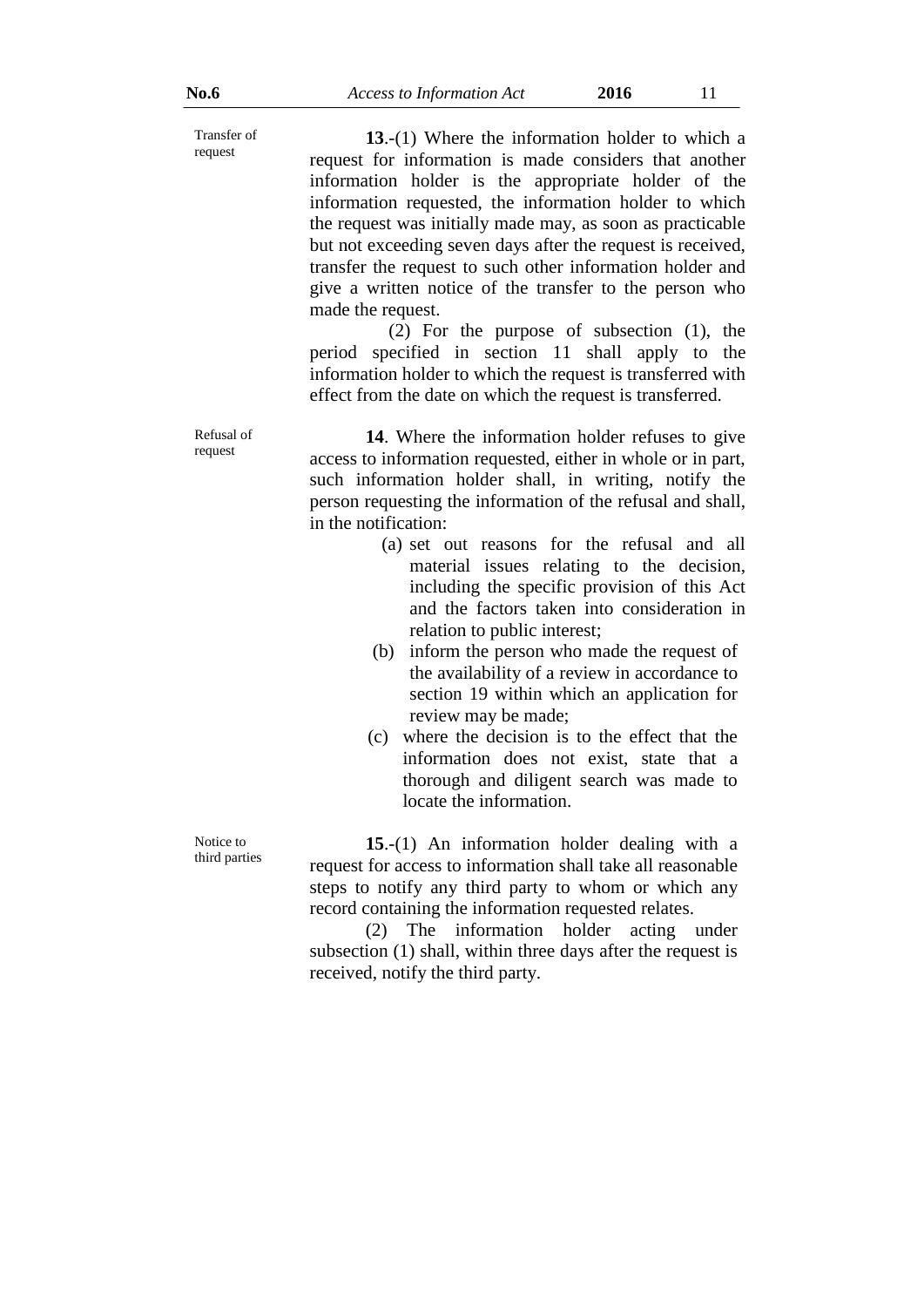Transfer of request

**13**.-(1) Where the information holder to which a request for information is made considers that another information holder is the appropriate holder of the information requested, the information holder to which the request was initially made may, as soon as practicable but not exceeding seven days after the request is received, transfer the request to such other information holder and give a written notice of the transfer to the person who made the request.

(2) For the purpose of subsection (1), the period specified in section 11 shall apply to the information holder to which the request is transferred with effect from the date on which the request is transferred.

Refusal of request

**14**. Where the information holder refuses to give access to information requested, either in whole or in part, such information holder shall, in writing, notify the person requesting the information of the refusal and shall, in the notification:

(a) set out reasons for the refusal and all material issues relating to the decision, including the specific provision of this Act and the factors taken into consideration in relation to public interest;

(b) inform the person who made the request of the availability of a review in accordance to section 19 within which an application for review may be made;

(c) where the decision is to the effect that the information does not exist, state that a thorough and diligent search was made to locate the information.

Notice to third parties

**15**.-(1) An information holder dealing with a request for access to information shall take all reasonable steps to notify any third party to whom or which any record containing the information requested relates.

(2) The information holder acting under subsection (1) shall, within three days after the request is received, notify the third party.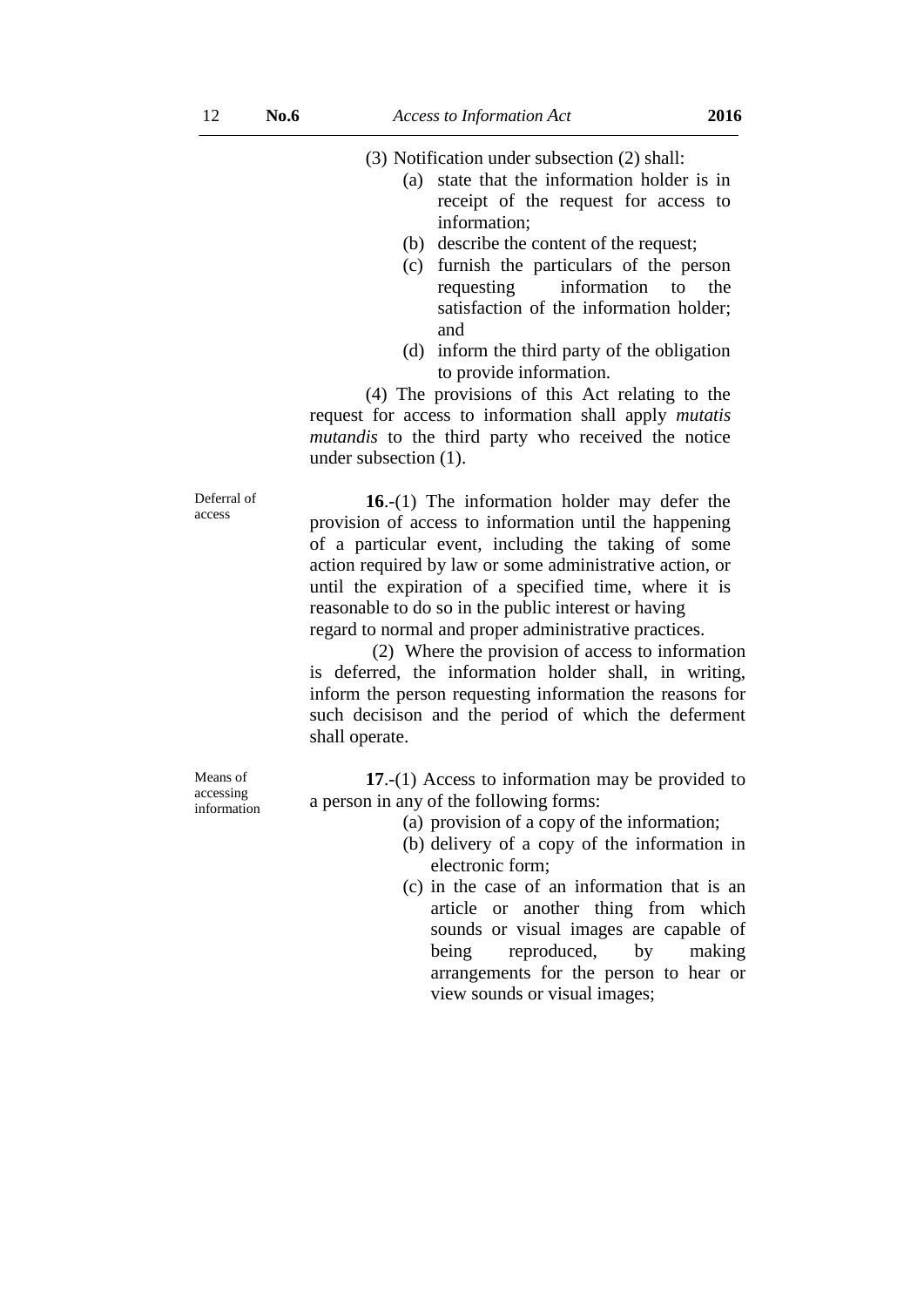(3) Notification under subsection (2) shall:

(a) state that the information holder is in receipt of the request for access to information;

(b) describe the content of the request;

(c) furnish the particulars of the person requesting information to the satisfaction of the information holder; and

(d) inform the third party of the obligation to provide information.

(4) The provisions of this Act relating to the request for access to information shall apply *mutatis mutandis* to the third party who received the notice under subsection (1).

Deferral of access

**16**.-(1) The information holder may defer the provision of access to information until the happening of a particular event, including the taking of some action required by law or some administrative action, or until the expiration of a specified time, where it is reasonable to do so in the public interest or having regard to normal and proper administrative practices.

(2) Where the provision of access to information is deferred, the information holder shall, in writing, inform the person requesting information the reasons for such decisison and the period of which the deferment shall operate.

Means of accessing information

**17**.-(1) Access to information may be provided to a person in any of the following forms:

(a) provision of a copy of the information;

(b) delivery of a copy of the information in electronic form;

(c) in the case of an information that is an article or another thing from which sounds or visual images are capable of being reproduced, by making arrangements for the person to hear or view sounds or visual images;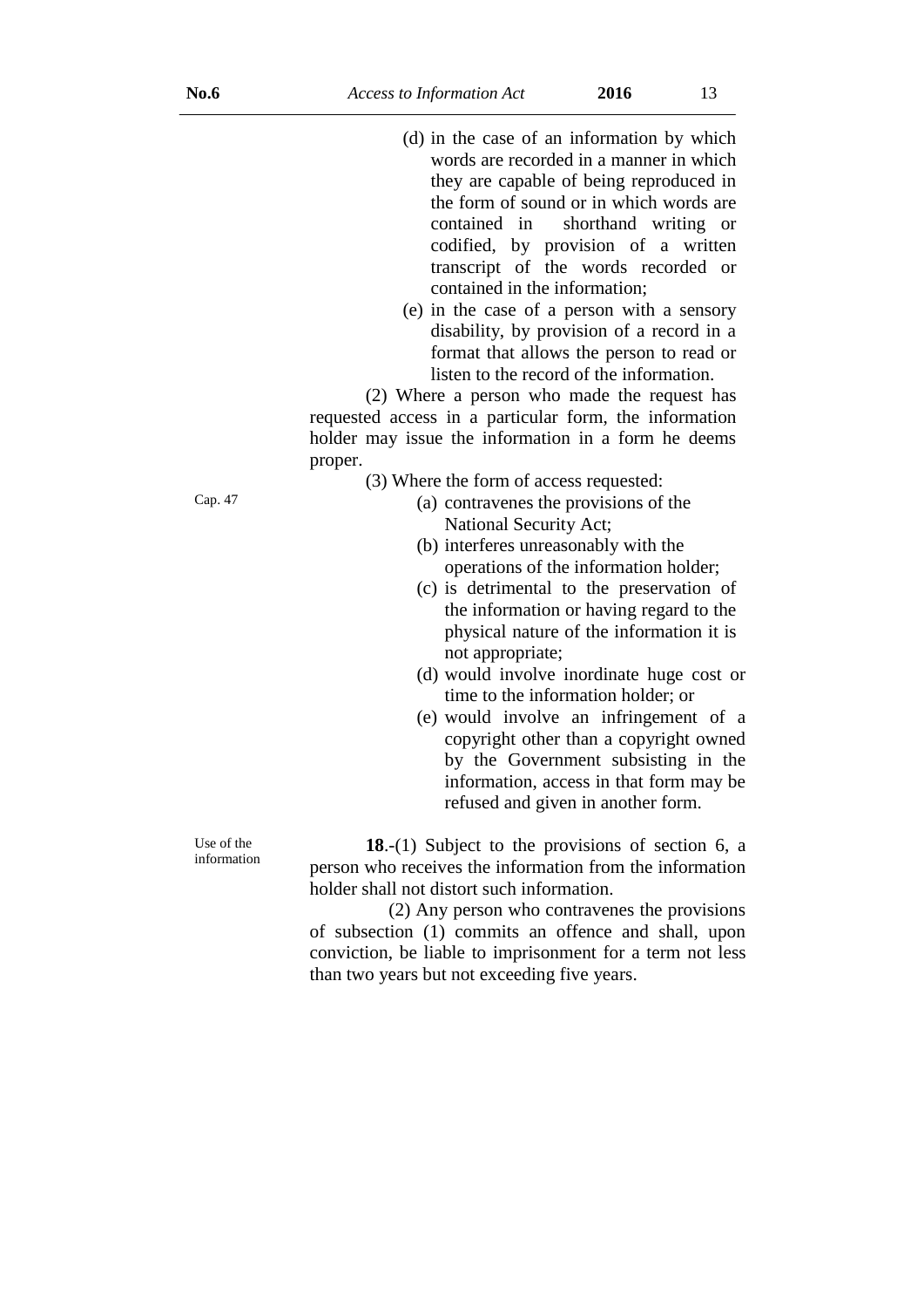(d) in the case of an information by which words are recorded in a manner in which they are capable of being reproduced in the form of sound or in which words are contained in shorthand writing or codified, by provision of a written transcript of the words recorded or contained in the information;

(e) in the case of a person with a sensory disability, by provision of a record in a format that allows the person to read or listen to the record of the information.

(2) Where a person who made the request has requested access in a particular form, the information holder may issue the information in a form he deems proper.

(3) Where the form of access requested:

Cap. 47

(a) contravenes the provisions of the National Security Act;

(b) interferes unreasonably with the operations of the information holder;

(c) is detrimental to the preservation of the information or having regard to the physical nature of the information it is not appropriate;

(d) would involve inordinate huge cost or time to the information holder; or

(e) would involve an infringement of a copyright other than a copyright owned by the Government subsisting in the information, access in that form may be refused and given in another form.

Use of the information

**18**.-(1) Subject to the provisions of section 6, a person who receives the information from the information holder shall not distort such information.

(2) Any person who contravenes the provisions of subsection (1) commits an offence and shall, upon conviction, be liable to imprisonment for a term not less than two years but not exceeding five years.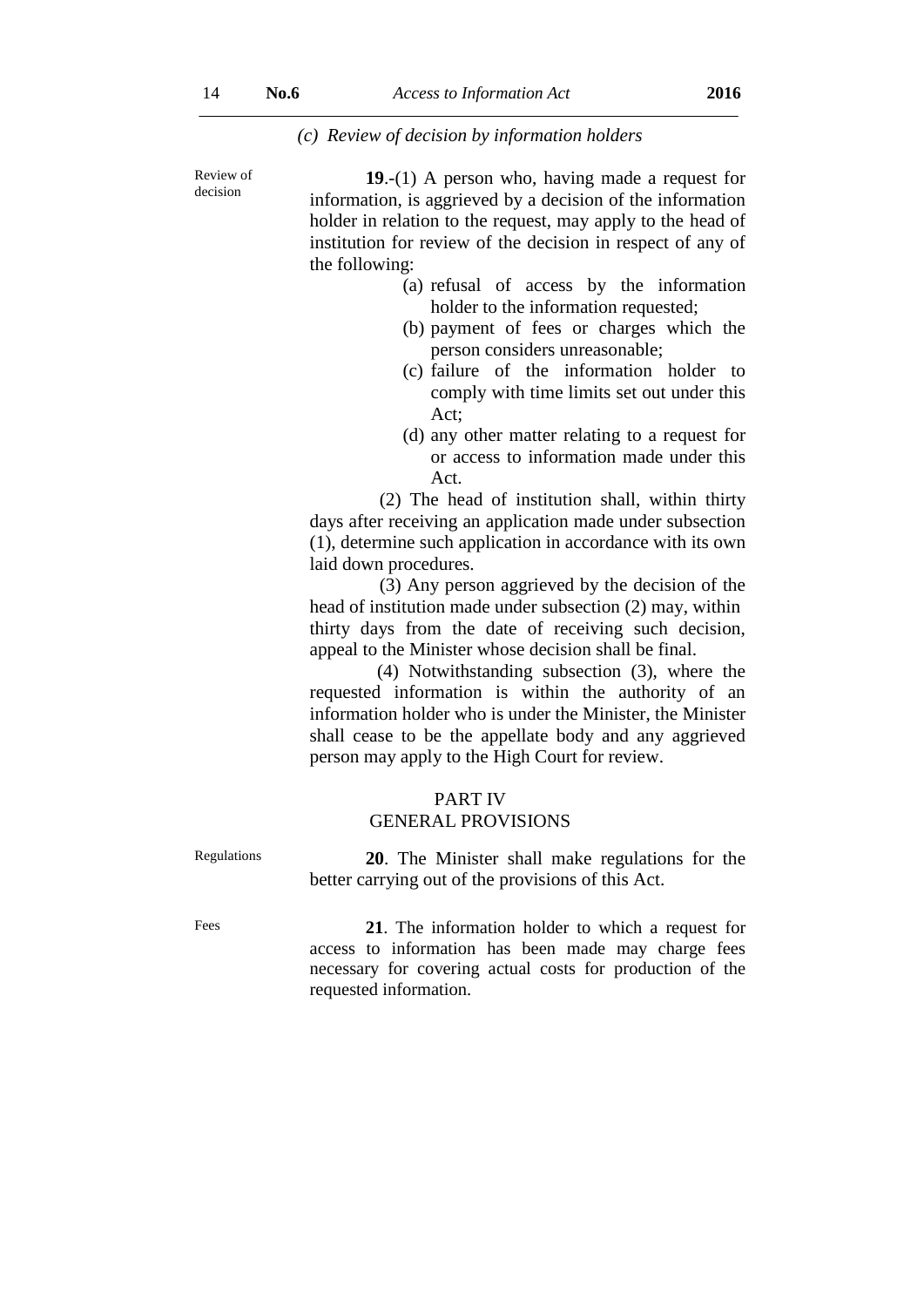*(c) Review of decision by information holders*

Review of decision

**19**.-(1) A person who, having made a request for information, is aggrieved by a decision of the information holder in relation to the request, may apply to the head of institution for review of the decision in respect of any of the following:

(a) refusal of access by the information holder to the information requested;

(b) payment of fees or charges which the person considers unreasonable;

(c) failure of the information holder to comply with time limits set out under this Act;

(d) any other matter relating to a request for or access to information made under this Act.

(2) The head of institution shall, within thirty days after receiving an application made under subsection (1), determine such application in accordance with its own laid down procedures.

(3) Any person aggrieved by the decision of the head of institution made under subsection (2) may, within thirty days from the date of receiving such decision, appeal to the Minister whose decision shall be final.

(4) Notwithstanding subsection (3), where the requested information is within the authority of an information holder who is under the Minister, the Minister shall cease to be the appellate body and any aggrieved person may apply to the High Court for review.

## PART IV
## GENERAL PROVISIONS

Regulations

**20**. The Minister shall make regulations for the better carrying out of the provisions of this Act.

Fees

**21**. The information holder to which a request for access to information has been made may charge fees necessary for covering actual costs for production of the requested information.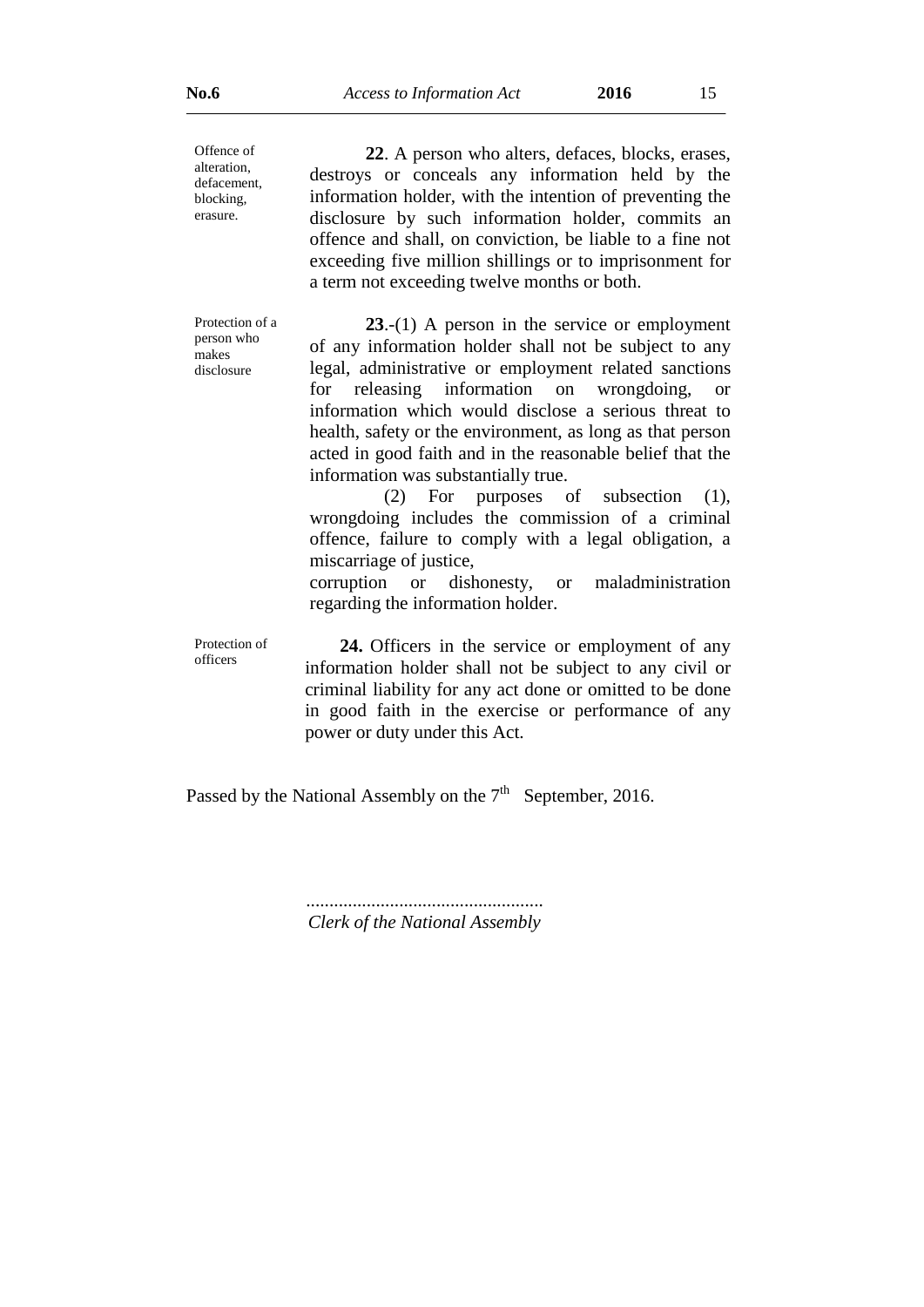Offence of alteration, defacement, blocking, erasure.

**22**. A person who alters, defaces, blocks, erases, destroys or conceals any information held by the information holder, with the intention of preventing the disclosure by such information holder, commits an offence and shall, on conviction, be liable to a fine not exceeding five million shillings or to imprisonment for a term not exceeding twelve months or both.

Protection of a person who makes disclosure

**23**.-(1) A person in the service or employment of any information holder shall not be subject to any legal, administrative or employment related sanctions for releasing information on wrongdoing, or information which would disclose a serious threat to health, safety or the environment, as long as that person acted in good faith and in the reasonable belief that the information was substantially true.

(2) For purposes of subsection (1), wrongdoing includes the commission of a criminal offence, failure to comply with a legal obligation, a miscarriage of justice,
corruption or dishonesty, or maladministration regarding the information holder.

Protection of officers

**24.** Officers in the service or employment of any information holder shall not be subject to any civil or criminal liability for any act done or omitted to be done in good faith in the exercise or performance of any power or duty under this Act.

Passed by the National Assembly on the 7th September, 2016.

..................................................
*Clerk of the National Assembly*